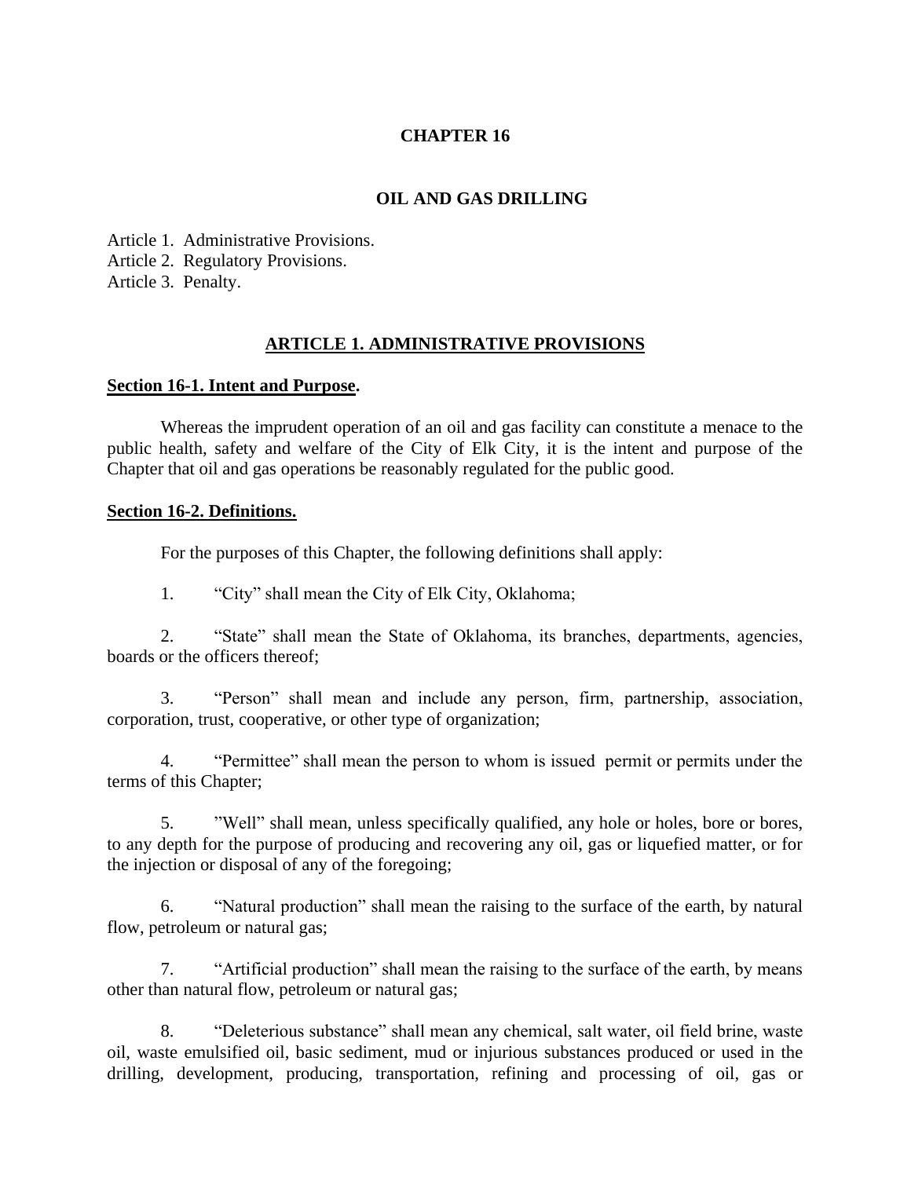# CHAPTER 16

## OIL AND GAS DRILLING

Article 1. Administrative Provisions.
Article 2. Regulatory Provisions.
Article 3. Penalty.

## ARTICLE 1. ADMINISTRATIVE PROVISIONS

### Section 16-1. Intent and Purpose.

Whereas the imprudent operation of an oil and gas facility can constitute a menace to the public health, safety and welfare of the City of Elk City, it is the intent and purpose of the Chapter that oil and gas operations be reasonably regulated for the public good.

### Section 16-2. Definitions.

For the purposes of this Chapter, the following definitions shall apply:

1. "City" shall mean the City of Elk City, Oklahoma;

2. "State" shall mean the State of Oklahoma, its branches, departments, agencies, boards or the officers thereof;

3. "Person" shall mean and include any person, firm, partnership, association, corporation, trust, cooperative, or other type of organization;

4. "Permittee" shall mean the person to whom is issued permit or permits under the terms of this Chapter;

5. "Well" shall mean, unless specifically qualified, any hole or holes, bore or bores, to any depth for the purpose of producing and recovering any oil, gas or liquefied matter, or for the injection or disposal of any of the foregoing;

6. "Natural production" shall mean the raising to the surface of the earth, by natural flow, petroleum or natural gas;

7. "Artificial production" shall mean the raising to the surface of the earth, by means other than natural flow, petroleum or natural gas;

8. "Deleterious substance" shall mean any chemical, salt water, oil field brine, waste oil, waste emulsified oil, basic sediment, mud or injurious substances produced or used in the drilling, development, producing, transportation, refining and processing of oil, gas or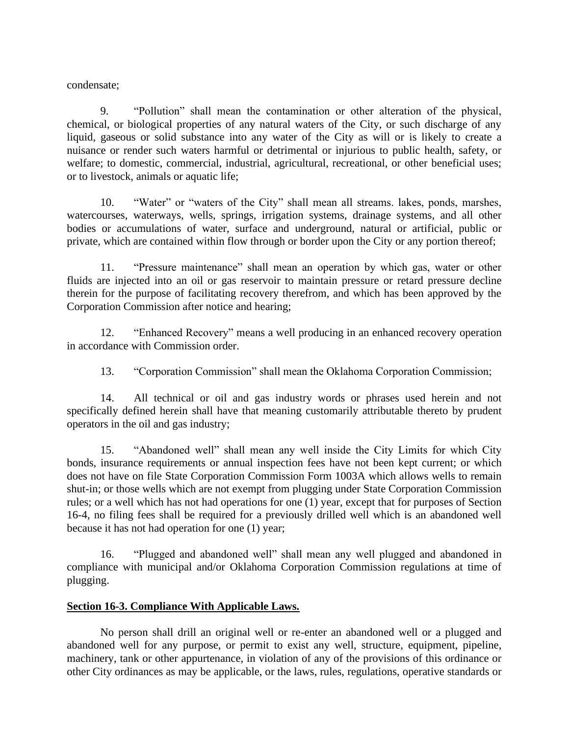condensate;

9. “Pollution” shall mean the contamination or other alteration of the physical, chemical, or biological properties of any natural waters of the City, or such discharge of any liquid, gaseous or solid substance into any water of the City as will or is likely to create a nuisance or render such waters harmful or detrimental or injurious to public health, safety, or welfare; to domestic, commercial, industrial, agricultural, recreational, or other beneficial uses; or to livestock, animals or aquatic life;

10. “Water” or “waters of the City” shall mean all streams. lakes, ponds, marshes, watercourses, waterways, wells, springs, irrigation systems, drainage systems, and all other bodies or accumulations of water, surface and underground, natural or artificial, public or private, which are contained within flow through or border upon the City or any portion thereof;

11. “Pressure maintenance” shall mean an operation by which gas, water or other fluids are injected into an oil or gas reservoir to maintain pressure or retard pressure decline therein for the purpose of facilitating recovery therefrom, and which has been approved by the Corporation Commission after notice and hearing;

12. “Enhanced Recovery” means a well producing in an enhanced recovery operation in accordance with Commission order.

13. “Corporation Commission” shall mean the Oklahoma Corporation Commission;

14. All technical or oil and gas industry words or phrases used herein and not specifically defined herein shall have that meaning customarily attributable thereto by prudent operators in the oil and gas industry;

15. “Abandoned well” shall mean any well inside the City Limits for which City bonds, insurance requirements or annual inspection fees have not been kept current; or which does not have on file State Corporation Commission Form 1003A which allows wells to remain shut-in; or those wells which are not exempt from plugging under State Corporation Commission rules; or a well which has not had operations for one (1) year, except that for purposes of Section 16-4, no filing fees shall be required for a previously drilled well which is an abandoned well because it has not had operation for one (1) year;

16. “Plugged and abandoned well” shall mean any well plugged and abandoned in compliance with municipal and/or Oklahoma Corporation Commission regulations at time of plugging.

**Section 16-3. Compliance With Applicable Laws.**

No person shall drill an original well or re-enter an abandoned well or a plugged and abandoned well for any purpose, or permit to exist any well, structure, equipment, pipeline, machinery, tank or other appurtenance, in violation of any of the provisions of this ordinance or other City ordinances as may be applicable, or the laws, rules, regulations, operative standards or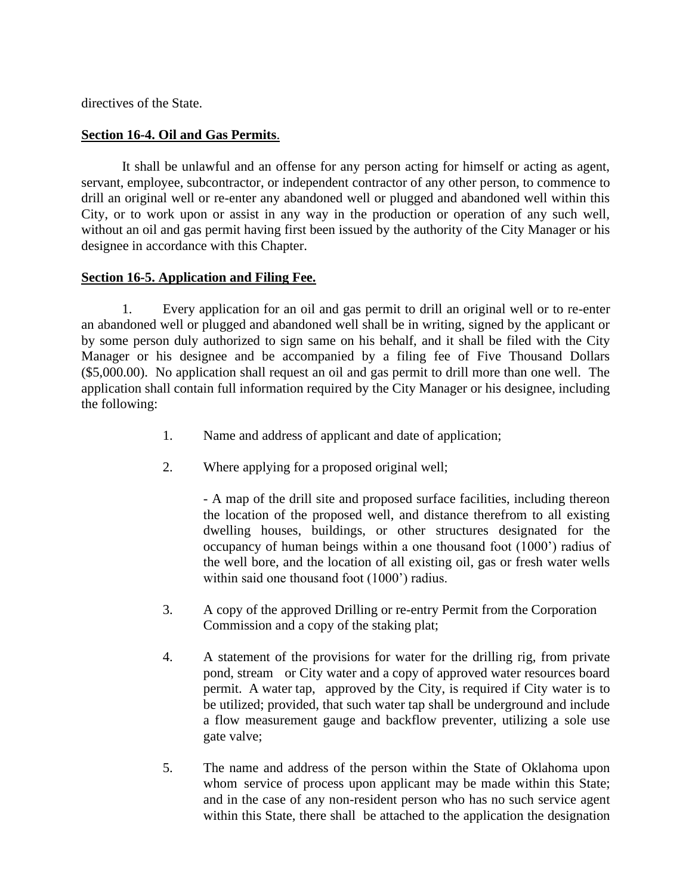directives of the State.

**Section 16-4. Oil and Gas Permits**.

It shall be unlawful and an offense for any person acting for himself or acting as agent, servant, employee, subcontractor, or independent contractor of any other person, to commence to drill an original well or re-enter any abandoned well or plugged and abandoned well within this City, or to work upon or assist in any way in the production or operation of any such well, without an oil and gas permit having first been issued by the authority of the City Manager or his designee in accordance with this Chapter.

**Section 16-5. Application and Filing Fee.**

1. Every application for an oil and gas permit to drill an original well or to re-enter an abandoned well or plugged and abandoned well shall be in writing, signed by the applicant or by some person duly authorized to sign same on his behalf, and it shall be filed with the City Manager or his designee and be accompanied by a filing fee of Five Thousand Dollars ($5,000.00). No application shall request an oil and gas permit to drill more than one well. The application shall contain full information required by the City Manager or his designee, including the following:

    1. Name and address of applicant and date of application;

    2. Where applying for a proposed original well;

        - A map of the drill site and proposed surface facilities, including thereon the location of the proposed well, and distance therefrom to all existing dwelling houses, buildings, or other structures designated for the occupancy of human beings within a one thousand foot (1000') radius of the well bore, and the location of all existing oil, gas or fresh water wells within said one thousand foot (1000') radius.

    3. A copy of the approved Drilling or re-entry Permit from the Corporation Commission and a copy of the staking plat;

    4. A statement of the provisions for water for the drilling rig, from private pond, stream or City water and a copy of approved water resources board permit. A water tap, approved by the City, is required if City water is to be utilized; provided, that such water tap shall be underground and include a flow measurement gauge and backflow preventer, utilizing a sole use gate valve;

    5. The name and address of the person within the State of Oklahoma upon whom service of process upon applicant may be made within this State; and in the case of any non-resident person who has no such service agent within this State, there shall be attached to the application the designation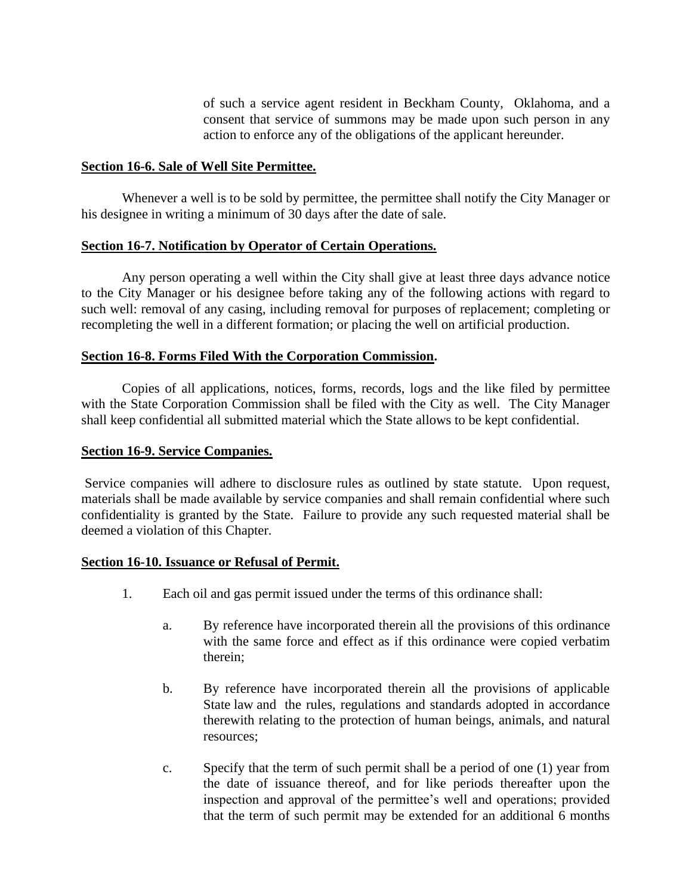of such a service agent resident in Beckham County, Oklahoma, and a consent that service of summons may be made upon such person in any action to enforce any of the obligations of the applicant hereunder.

**<u>Section 16-6. Sale of Well Site Permittee.</u>**

Whenever a well is to be sold by permittee, the permittee shall notify the City Manager or his designee in writing a minimum of 30 days after the date of sale.

**<u>Section 16-7. Notification by Operator of Certain Operations.</u>**

Any person operating a well within the City shall give at least three days advance notice to the City Manager or his designee before taking any of the following actions with regard to such well: removal of any casing, including removal for purposes of replacement; completing or recompleting the well in a different formation; or placing the well on artificial production.

**<u>Section 16-8. Forms Filed With the Corporation Commission</u>.**

Copies of all applications, notices, forms, records, logs and the like filed by permittee with the State Corporation Commission shall be filed with the City as well. The City Manager shall keep confidential all submitted material which the State allows to be kept confidential.

**<u>Section 16-9. Service Companies.</u>**

Service companies will adhere to disclosure rules as outlined by state statute. Upon request, materials shall be made available by service companies and shall remain confidential where such confidentiality is granted by the State. Failure to provide any such requested material shall be deemed a violation of this Chapter.

**<u>Section 16-10. Issuance or Refusal of Permit.</u>**

1. Each oil and gas permit issued under the terms of this ordinance shall:

   a. By reference have incorporated therein all the provisions of this ordinance with the same force and effect as if this ordinance were copied verbatim therein;

   b. By reference have incorporated therein all the provisions of applicable State law and the rules, regulations and standards adopted in accordance therewith relating to the protection of human beings, animals, and natural resources;

   c. Specify that the term of such permit shall be a period of one (1) year from the date of issuance thereof, and for like periods thereafter upon the inspection and approval of the permittee's well and operations; provided that the term of such permit may be extended for an additional 6 months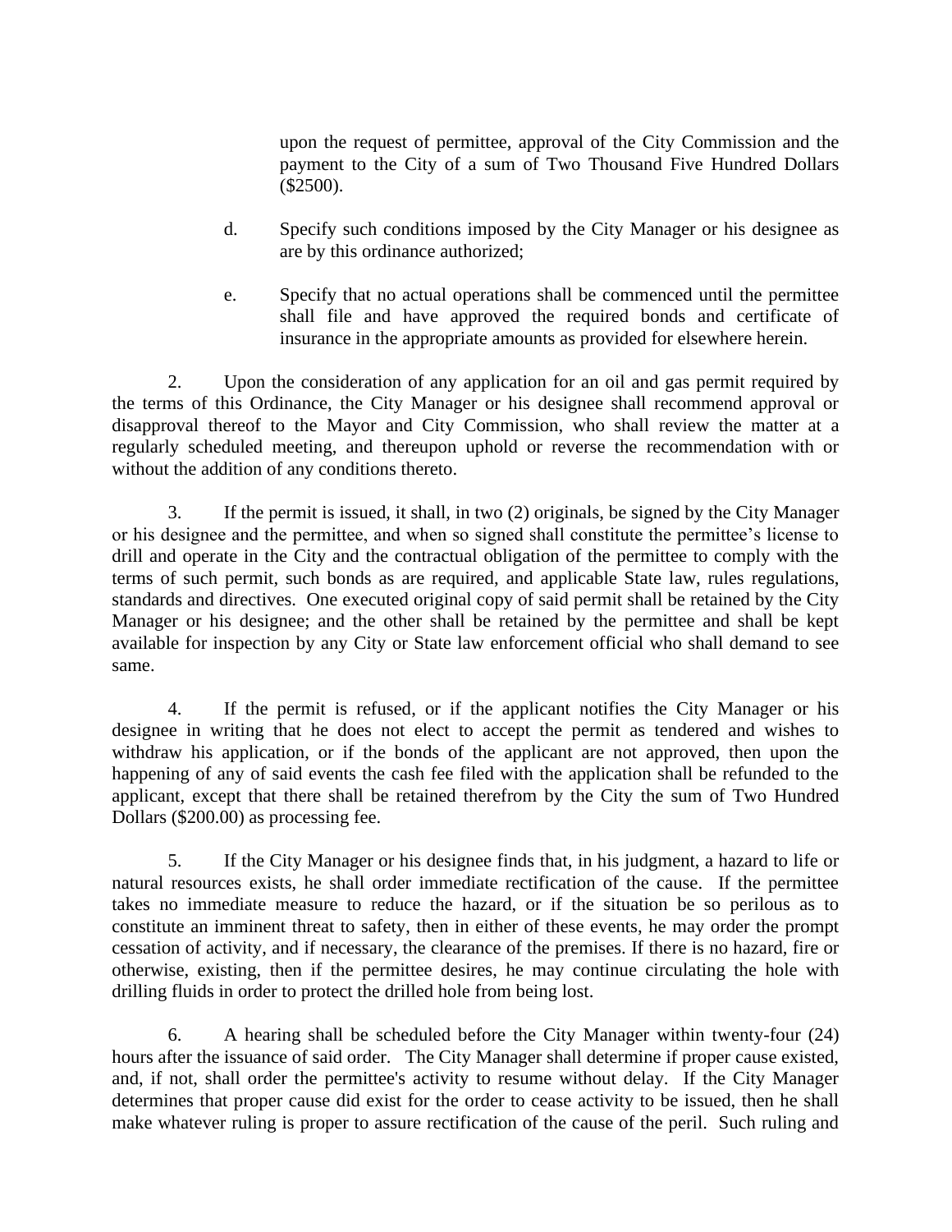upon the request of permittee, approval of the City Commission and the payment to the City of a sum of Two Thousand Five Hundred Dollars ($2500).

d. Specify such conditions imposed by the City Manager or his designee as are by this ordinance authorized;

e. Specify that no actual operations shall be commenced until the permittee shall file and have approved the required bonds and certificate of insurance in the appropriate amounts as provided for elsewhere herein.

2. Upon the consideration of any application for an oil and gas permit required by the terms of this Ordinance, the City Manager or his designee shall recommend approval or disapproval thereof to the Mayor and City Commission, who shall review the matter at a regularly scheduled meeting, and thereupon uphold or reverse the recommendation with or without the addition of any conditions thereto.

3. If the permit is issued, it shall, in two (2) originals, be signed by the City Manager or his designee and the permittee, and when so signed shall constitute the permittee's license to drill and operate in the City and the contractual obligation of the permittee to comply with the terms of such permit, such bonds as are required, and applicable State law, rules regulations, standards and directives. One executed original copy of said permit shall be retained by the City Manager or his designee; and the other shall be retained by the permittee and shall be kept available for inspection by any City or State law enforcement official who shall demand to see same.

4. If the permit is refused, or if the applicant notifies the City Manager or his designee in writing that he does not elect to accept the permit as tendered and wishes to withdraw his application, or if the bonds of the applicant are not approved, then upon the happening of any of said events the cash fee filed with the application shall be refunded to the applicant, except that there shall be retained therefrom by the City the sum of Two Hundred Dollars ($200.00) as processing fee.

5. If the City Manager or his designee finds that, in his judgment, a hazard to life or natural resources exists, he shall order immediate rectification of the cause. If the permittee takes no immediate measure to reduce the hazard, or if the situation be so perilous as to constitute an imminent threat to safety, then in either of these events, he may order the prompt cessation of activity, and if necessary, the clearance of the premises. If there is no hazard, fire or otherwise, existing, then if the permittee desires, he may continue circulating the hole with drilling fluids in order to protect the drilled hole from being lost.

6. A hearing shall be scheduled before the City Manager within twenty-four (24) hours after the issuance of said order. The City Manager shall determine if proper cause existed, and, if not, shall order the permittee's activity to resume without delay. If the City Manager determines that proper cause did exist for the order to cease activity to be issued, then he shall make whatever ruling is proper to assure rectification of the cause of the peril. Such ruling and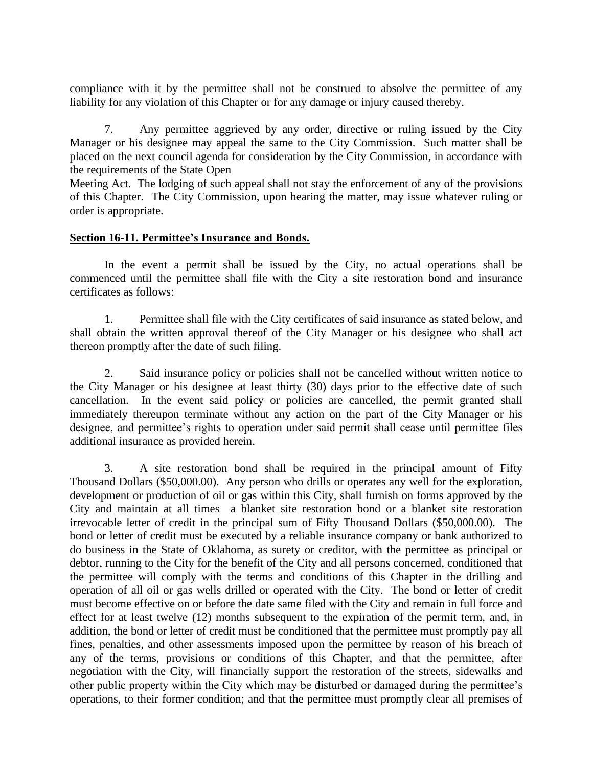compliance with it by the permittee shall not be construed to absolve the permittee of any liability for any violation of this Chapter or for any damage or injury caused thereby.

7. Any permittee aggrieved by any order, directive or ruling issued by the City Manager or his designee may appeal the same to the City Commission. Such matter shall be placed on the next council agenda for consideration by the City Commission, in accordance with the requirements of the State Open
Meeting Act. The lodging of such appeal shall not stay the enforcement of any of the provisions of this Chapter. The City Commission, upon hearing the matter, may issue whatever ruling or order is appropriate.

**Section 16-11. Permittee's Insurance and Bonds.**

In the event a permit shall be issued by the City, no actual operations shall be commenced until the permittee shall file with the City a site restoration bond and insurance certificates as follows:

1. Permittee shall file with the City certificates of said insurance as stated below, and shall obtain the written approval thereof of the City Manager or his designee who shall act thereon promptly after the date of such filing.

2. Said insurance policy or policies shall not be cancelled without written notice to the City Manager or his designee at least thirty (30) days prior to the effective date of such cancellation. In the event said policy or policies are cancelled, the permit granted shall immediately thereupon terminate without any action on the part of the City Manager or his designee, and permittee's rights to operation under said permit shall cease until permittee files additional insurance as provided herein.

3. A site restoration bond shall be required in the principal amount of Fifty Thousand Dollars ($50,000.00). Any person who drills or operates any well for the exploration, development or production of oil or gas within this City, shall furnish on forms approved by the City and maintain at all times a blanket site restoration bond or a blanket site restoration irrevocable letter of credit in the principal sum of Fifty Thousand Dollars ($50,000.00). The bond or letter of credit must be executed by a reliable insurance company or bank authorized to do business in the State of Oklahoma, as surety or creditor, with the permittee as principal or debtor, running to the City for the benefit of the City and all persons concerned, conditioned that the permittee will comply with the terms and conditions of this Chapter in the drilling and operation of all oil or gas wells drilled or operated with the City. The bond or letter of credit must become effective on or before the date same filed with the City and remain in full force and effect for at least twelve (12) months subsequent to the expiration of the permit term, and, in addition, the bond or letter of credit must be conditioned that the permittee must promptly pay all fines, penalties, and other assessments imposed upon the permittee by reason of his breach of any of the terms, provisions or conditions of this Chapter, and that the permittee, after negotiation with the City, will financially support the restoration of the streets, sidewalks and other public property within the City which may be disturbed or damaged during the permittee's operations, to their former condition; and that the permittee must promptly clear all premises of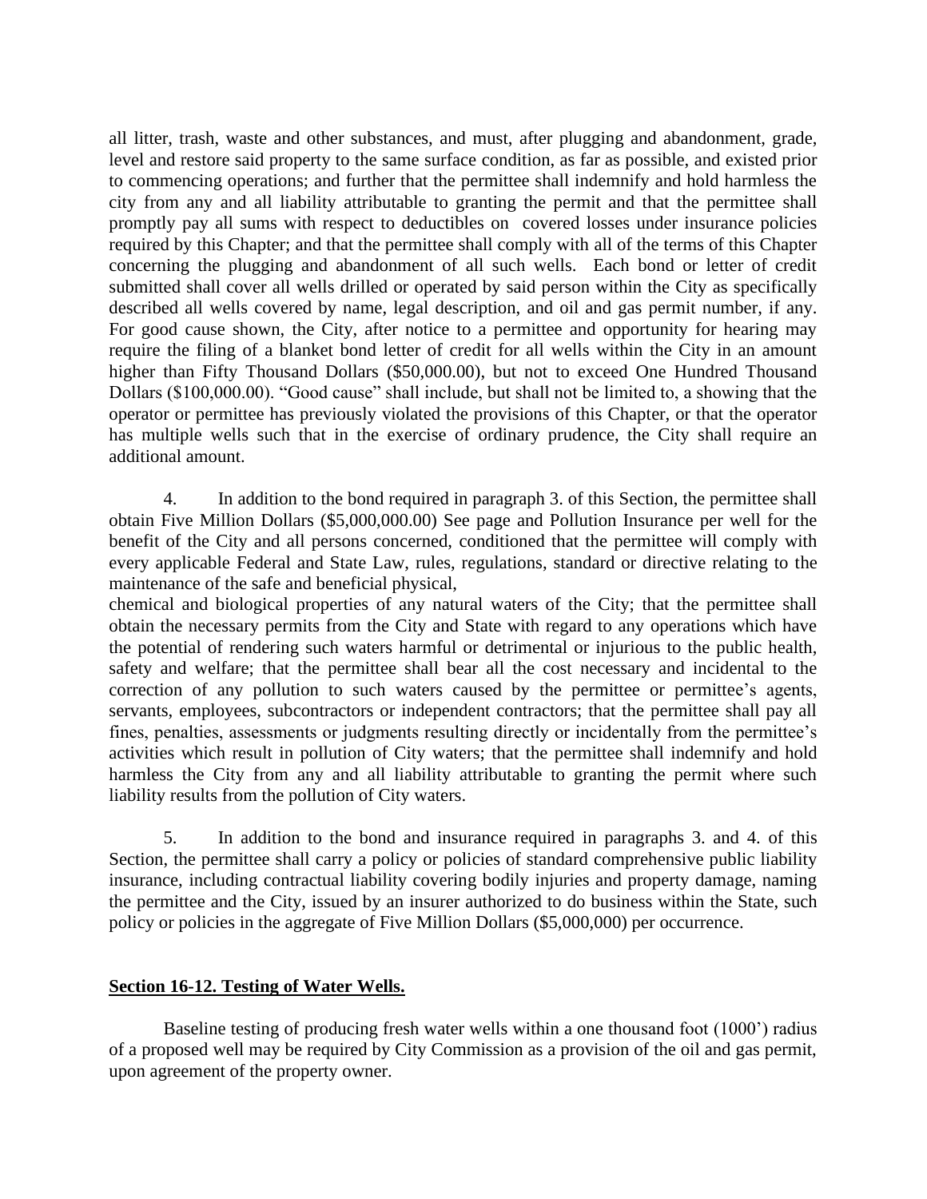all litter, trash, waste and other substances, and must, after plugging and abandonment, grade, level and restore said property to the same surface condition, as far as possible, and existed prior to commencing operations; and further that the permittee shall indemnify and hold harmless the city from any and all liability attributable to granting the permit and that the permittee shall promptly pay all sums with respect to deductibles on covered losses under insurance policies required by this Chapter; and that the permittee shall comply with all of the terms of this Chapter concerning the plugging and abandonment of all such wells. Each bond or letter of credit submitted shall cover all wells drilled or operated by said person within the City as specifically described all wells covered by name, legal description, and oil and gas permit number, if any. For good cause shown, the City, after notice to a permittee and opportunity for hearing may require the filing of a blanket bond letter of credit for all wells within the City in an amount higher than Fifty Thousand Dollars ($50,000.00), but not to exceed One Hundred Thousand Dollars ($100,000.00). "Good cause" shall include, but shall not be limited to, a showing that the operator or permittee has previously violated the provisions of this Chapter, or that the operator has multiple wells such that in the exercise of ordinary prudence, the City shall require an additional amount.

4. In addition to the bond required in paragraph 3. of this Section, the permittee shall obtain Five Million Dollars ($5,000,000.00) See page and Pollution Insurance per well for the benefit of the City and all persons concerned, conditioned that the permittee will comply with every applicable Federal and State Law, rules, regulations, standard or directive relating to the maintenance of the safe and beneficial physical, chemical and biological properties of any natural waters of the City; that the permittee shall obtain the necessary permits from the City and State with regard to any operations which have the potential of rendering such waters harmful or detrimental or injurious to the public health, safety and welfare; that the permittee shall bear all the cost necessary and incidental to the correction of any pollution to such waters caused by the permittee or permittee's agents, servants, employees, subcontractors or independent contractors; that the permittee shall pay all fines, penalties, assessments or judgments resulting directly or incidentally from the permittee's activities which result in pollution of City waters; that the permittee shall indemnify and hold harmless the City from any and all liability attributable to granting the permit where such liability results from the pollution of City waters.

5. In addition to the bond and insurance required in paragraphs 3. and 4. of this Section, the permittee shall carry a policy or policies of standard comprehensive public liability insurance, including contractual liability covering bodily injuries and property damage, naming the permittee and the City, issued by an insurer authorized to do business within the State, such policy or policies in the aggregate of Five Million Dollars ($5,000,000) per occurrence.

## Section 16-12. Testing of Water Wells.

Baseline testing of producing fresh water wells within a one thousand foot (1000') radius of a proposed well may be required by City Commission as a provision of the oil and gas permit, upon agreement of the property owner.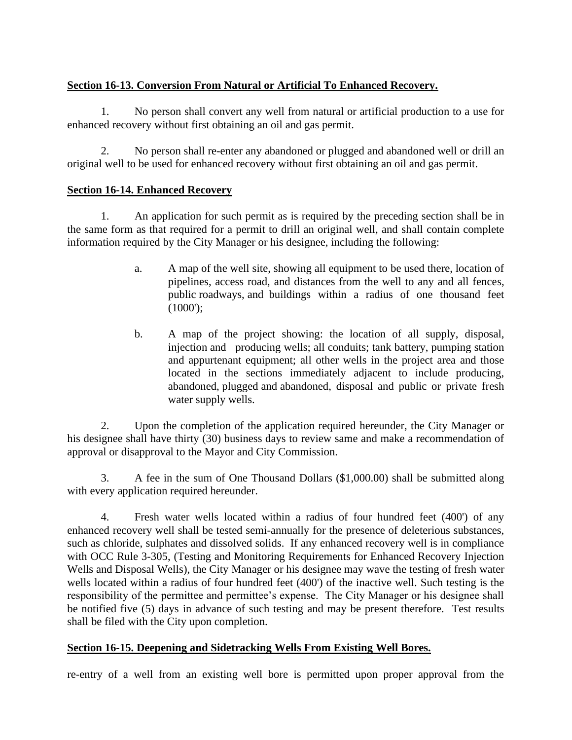**Section 16-13. Conversion From Natural or Artificial To Enhanced Recovery.**

1. No person shall convert any well from natural or artificial production to a use for enhanced recovery without first obtaining an oil and gas permit.

2. No person shall re-enter any abandoned or plugged and abandoned well or drill an original well to be used for enhanced recovery without first obtaining an oil and gas permit.

**Section 16-14. Enhanced Recovery**

1. An application for such permit as is required by the preceding section shall be in the same form as that required for a permit to drill an original well, and shall contain complete information required by the City Manager or his designee, including the following:

   a. A map of the well site, showing all equipment to be used there, location of pipelines, access road, and distances from the well to any and all fences, public roadways, and buildings within a radius of one thousand feet (1000');

   b. A map of the project showing: the location of all supply, disposal, injection and producing wells; all conduits; tank battery, pumping station and appurtenant equipment; all other wells in the project area and those located in the sections immediately adjacent to include producing, abandoned, plugged and abandoned, disposal and public or private fresh water supply wells.

2. Upon the completion of the application required hereunder, the City Manager or his designee shall have thirty (30) business days to review same and make a recommendation of approval or disapproval to the Mayor and City Commission.

3. A fee in the sum of One Thousand Dollars ($1,000.00) shall be submitted along with every application required hereunder.

4. Fresh water wells located within a radius of four hundred feet (400') of any enhanced recovery well shall be tested semi-annually for the presence of deleterious substances, such as chloride, sulphates and dissolved solids. If any enhanced recovery well is in compliance with OCC Rule 3-305, (Testing and Monitoring Requirements for Enhanced Recovery Injection Wells and Disposal Wells), the City Manager or his designee may wave the testing of fresh water wells located within a radius of four hundred feet (400') of the inactive well. Such testing is the responsibility of the permittee and permittee's expense. The City Manager or his designee shall be notified five (5) days in advance of such testing and may be present therefore. Test results shall be filed with the City upon completion.

**Section 16-15. Deepening and Sidetracking Wells From Existing Well Bores.**

re-entry of a well from an existing well bore is permitted upon proper approval from the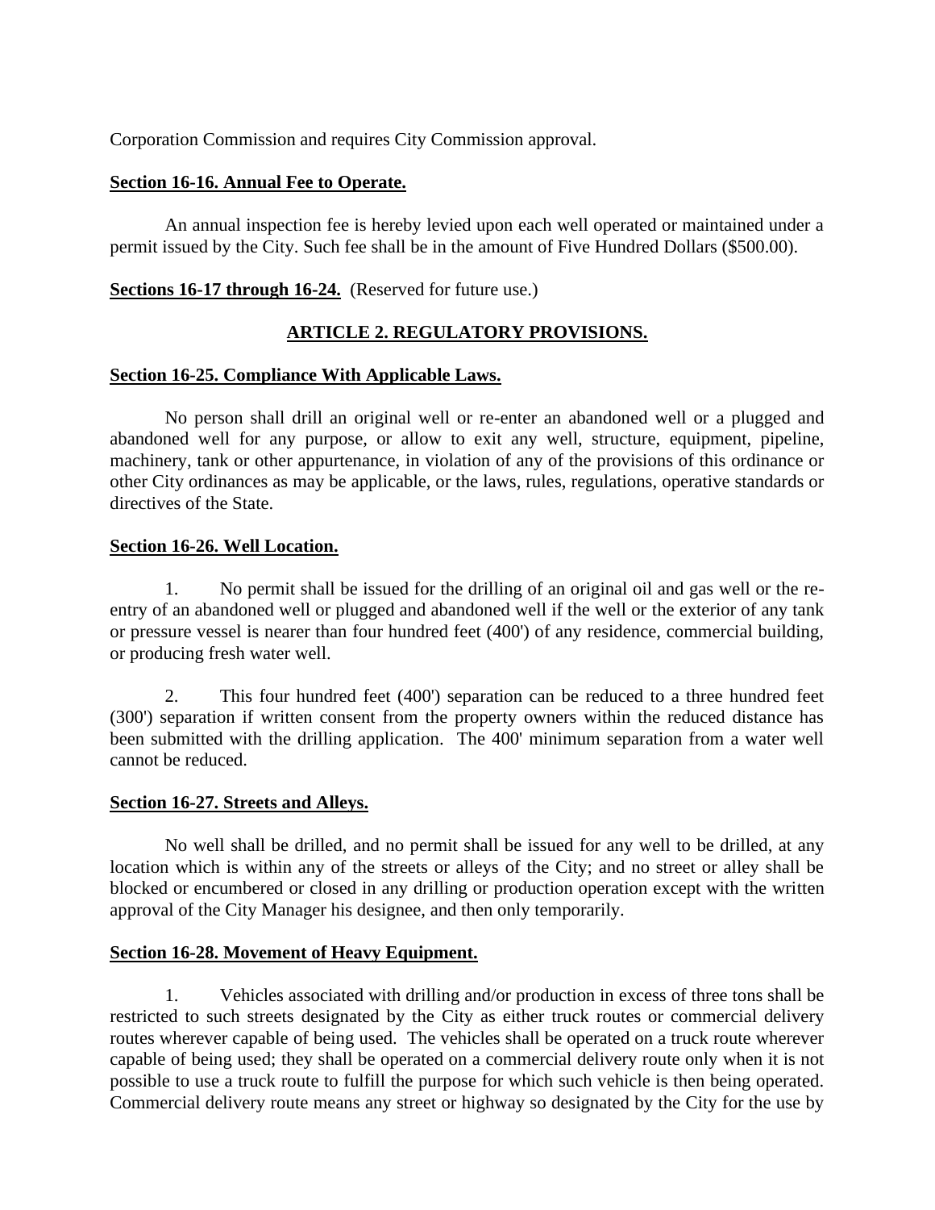Corporation Commission and requires City Commission approval.

**Section 16-16. Annual Fee to Operate.**

An annual inspection fee is hereby levied upon each well operated or maintained under a permit issued by the City. Such fee shall be in the amount of Five Hundred Dollars ($500.00).

**Sections 16-17 through 16-24.** (Reserved for future use.)

## ARTICLE 2. REGULATORY PROVISIONS.

**Section 16-25. Compliance With Applicable Laws.**

No person shall drill an original well or re-enter an abandoned well or a plugged and abandoned well for any purpose, or allow to exit any well, structure, equipment, pipeline, machinery, tank or other appurtenance, in violation of any of the provisions of this ordinance or other City ordinances as may be applicable, or the laws, rules, regulations, operative standards or directives of the State.

**Section 16-26. Well Location.**

1. No permit shall be issued for the drilling of an original oil and gas well or the re-entry of an abandoned well or plugged and abandoned well if the well or the exterior of any tank or pressure vessel is nearer than four hundred feet (400') of any residence, commercial building, or producing fresh water well.

2. This four hundred feet (400') separation can be reduced to a three hundred feet (300') separation if written consent from the property owners within the reduced distance has been submitted with the drilling application. The 400' minimum separation from a water well cannot be reduced.

**Section 16-27. Streets and Alleys.**

No well shall be drilled, and no permit shall be issued for any well to be drilled, at any location which is within any of the streets or alleys of the City; and no street or alley shall be blocked or encumbered or closed in any drilling or production operation except with the written approval of the City Manager his designee, and then only temporarily.

**Section 16-28. Movement of Heavy Equipment.**

1. Vehicles associated with drilling and/or production in excess of three tons shall be restricted to such streets designated by the City as either truck routes or commercial delivery routes wherever capable of being used. The vehicles shall be operated on a truck route wherever capable of being used; they shall be operated on a commercial delivery route only when it is not possible to use a truck route to fulfill the purpose for which such vehicle is then being operated. Commercial delivery route means any street or highway so designated by the City for the use by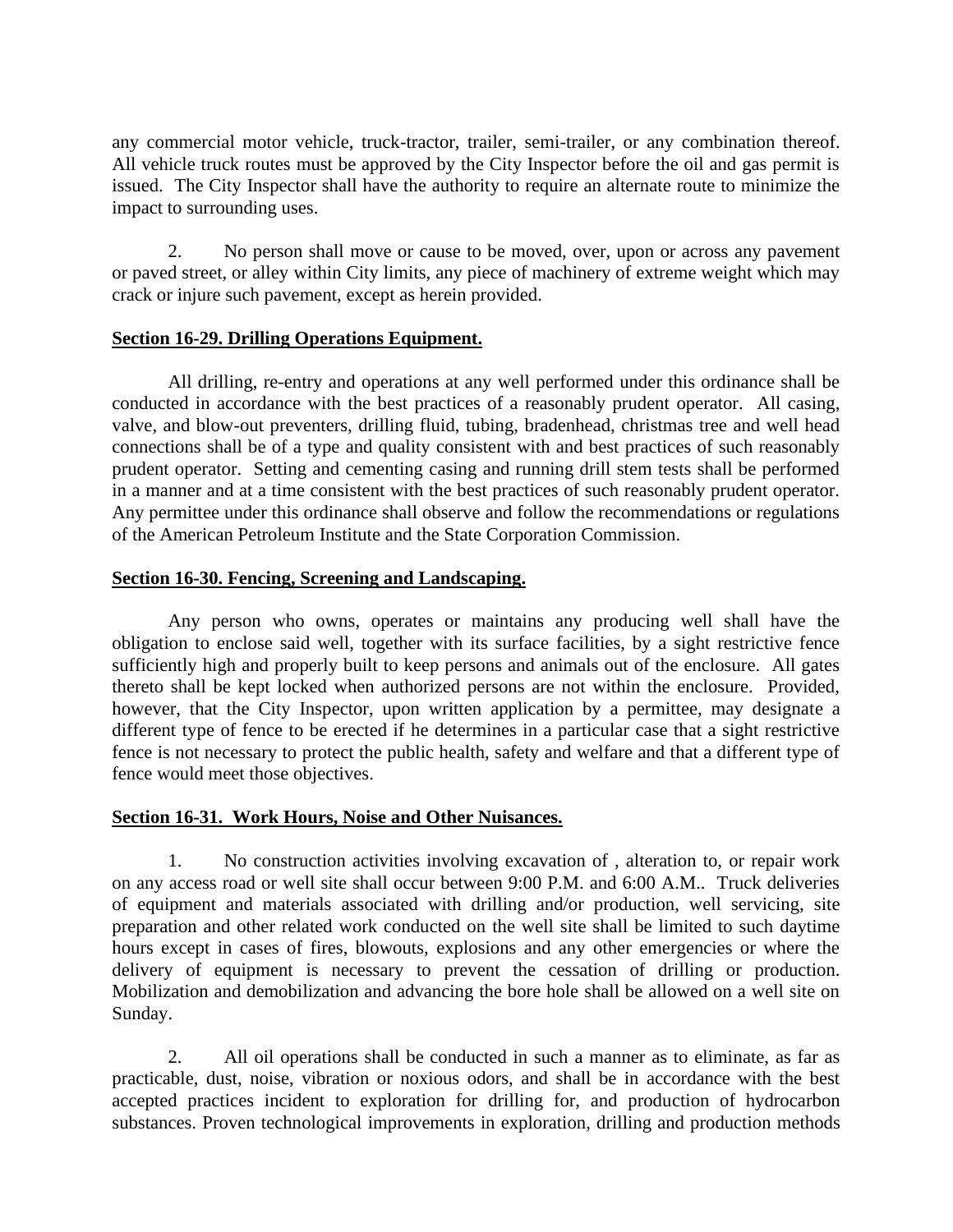any commercial motor vehicle, truck-tractor, trailer, semi-trailer, or any combination thereof. All vehicle truck routes must be approved by the City Inspector before the oil and gas permit is issued. The City Inspector shall have the authority to require an alternate route to minimize the impact to surrounding uses.

2. No person shall move or cause to be moved, over, upon or across any pavement or paved street, or alley within City limits, any piece of machinery of extreme weight which may crack or injure such pavement, except as herein provided.

**Section 16-29. Drilling Operations Equipment.**

All drilling, re-entry and operations at any well performed under this ordinance shall be conducted in accordance with the best practices of a reasonably prudent operator. All casing, valve, and blow-out preventers, drilling fluid, tubing, bradenhead, christmas tree and well head connections shall be of a type and quality consistent with and best practices of such reasonably prudent operator. Setting and cementing casing and running drill stem tests shall be performed in a manner and at a time consistent with the best practices of such reasonably prudent operator. Any permittee under this ordinance shall observe and follow the recommendations or regulations of the American Petroleum Institute and the State Corporation Commission.

**Section 16-30. Fencing, Screening and Landscaping.**

Any person who owns, operates or maintains any producing well shall have the obligation to enclose said well, together with its surface facilities, by a sight restrictive fence sufficiently high and properly built to keep persons and animals out of the enclosure. All gates thereto shall be kept locked when authorized persons are not within the enclosure. Provided, however, that the City Inspector, upon written application by a permittee, may designate a different type of fence to be erected if he determines in a particular case that a sight restrictive fence is not necessary to protect the public health, safety and welfare and that a different type of fence would meet those objectives.

**Section 16-31. Work Hours, Noise and Other Nuisances.**

1. No construction activities involving excavation of , alteration to, or repair work on any access road or well site shall occur between 9:00 P.M. and 6:00 A.M.. Truck deliveries of equipment and materials associated with drilling and/or production, well servicing, site preparation and other related work conducted on the well site shall be limited to such daytime hours except in cases of fires, blowouts, explosions and any other emergencies or where the delivery of equipment is necessary to prevent the cessation of drilling or production. Mobilization and demobilization and advancing the bore hole shall be allowed on a well site on Sunday.

2. All oil operations shall be conducted in such a manner as to eliminate, as far as practicable, dust, noise, vibration or noxious odors, and shall be in accordance with the best accepted practices incident to exploration for drilling for, and production of hydrocarbon substances. Proven technological improvements in exploration, drilling and production methods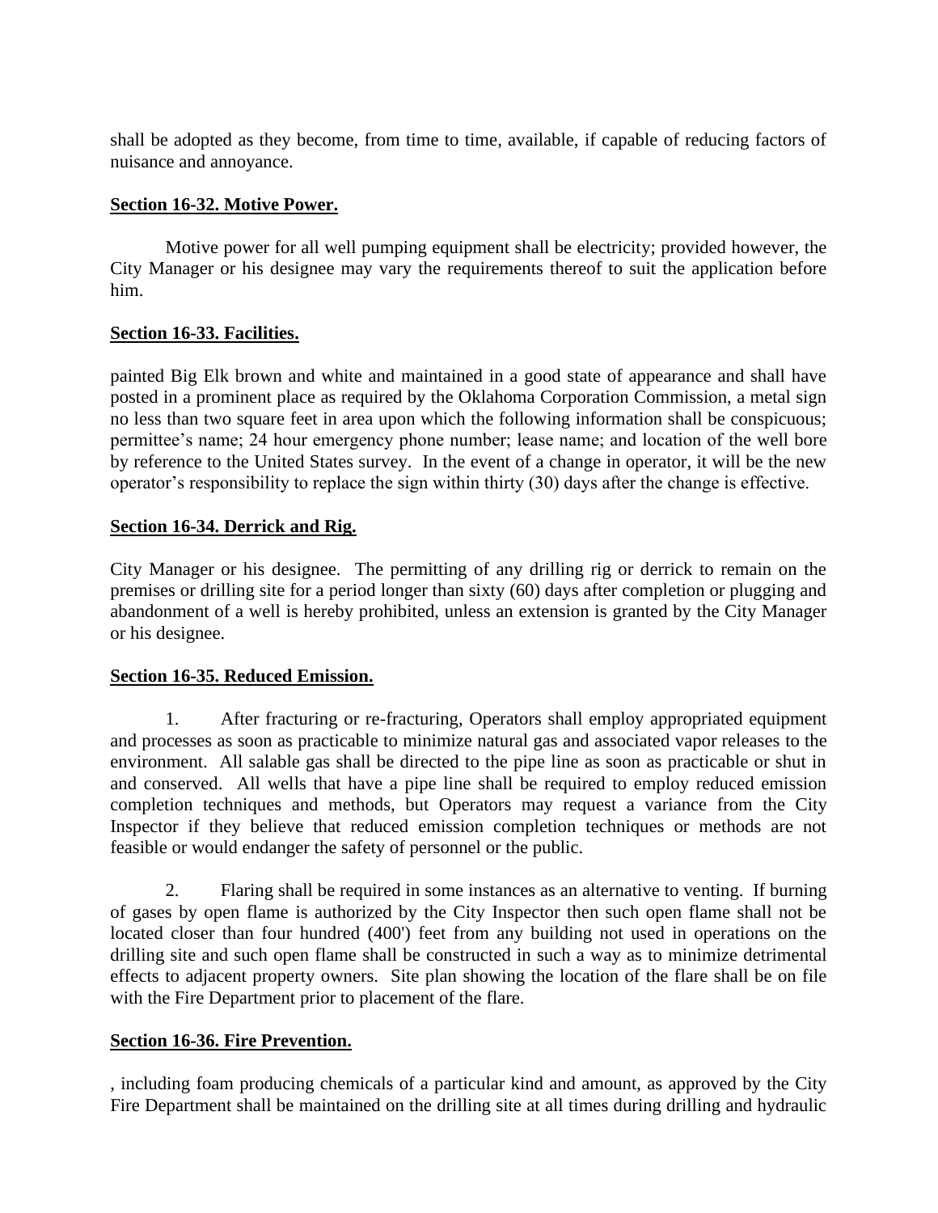shall be adopted as they become, from time to time, available, if capable of reducing factors of nuisance and annoyance.

**Section 16-32. Motive Power.**

Motive power for all well pumping equipment shall be electricity; provided however, the City Manager or his designee may vary the requirements thereof to suit the application before him.

**Section 16-33. Facilities.**

painted Big Elk brown and white and maintained in a good state of appearance and shall have posted in a prominent place as required by the Oklahoma Corporation Commission, a metal sign no less than two square feet in area upon which the following information shall be conspicuous; permittee's name; 24 hour emergency phone number; lease name; and location of the well bore by reference to the United States survey. In the event of a change in operator, it will be the new operator's responsibility to replace the sign within thirty (30) days after the change is effective.

**Section 16-34. Derrick and Rig.**

City Manager or his designee. The permitting of any drilling rig or derrick to remain on the premises or drilling site for a period longer than sixty (60) days after completion or plugging and abandonment of a well is hereby prohibited, unless an extension is granted by the City Manager or his designee.

**Section 16-35. Reduced Emission.**

1. After fracturing or re-fracturing, Operators shall employ appropriated equipment and processes as soon as practicable to minimize natural gas and associated vapor releases to the environment. All salable gas shall be directed to the pipe line as soon as practicable or shut in and conserved. All wells that have a pipe line shall be required to employ reduced emission completion techniques and methods, but Operators may request a variance from the City Inspector if they believe that reduced emission completion techniques or methods are not feasible or would endanger the safety of personnel or the public.

2. Flaring shall be required in some instances as an alternative to venting. If burning of gases by open flame is authorized by the City Inspector then such open flame shall not be located closer than four hundred (400') feet from any building not used in operations on the drilling site and such open flame shall be constructed in such a way as to minimize detrimental effects to adjacent property owners. Site plan showing the location of the flare shall be on file with the Fire Department prior to placement of the flare.

**Section 16-36. Fire Prevention.**

, including foam producing chemicals of a particular kind and amount, as approved by the City Fire Department shall be maintained on the drilling site at all times during drilling and hydraulic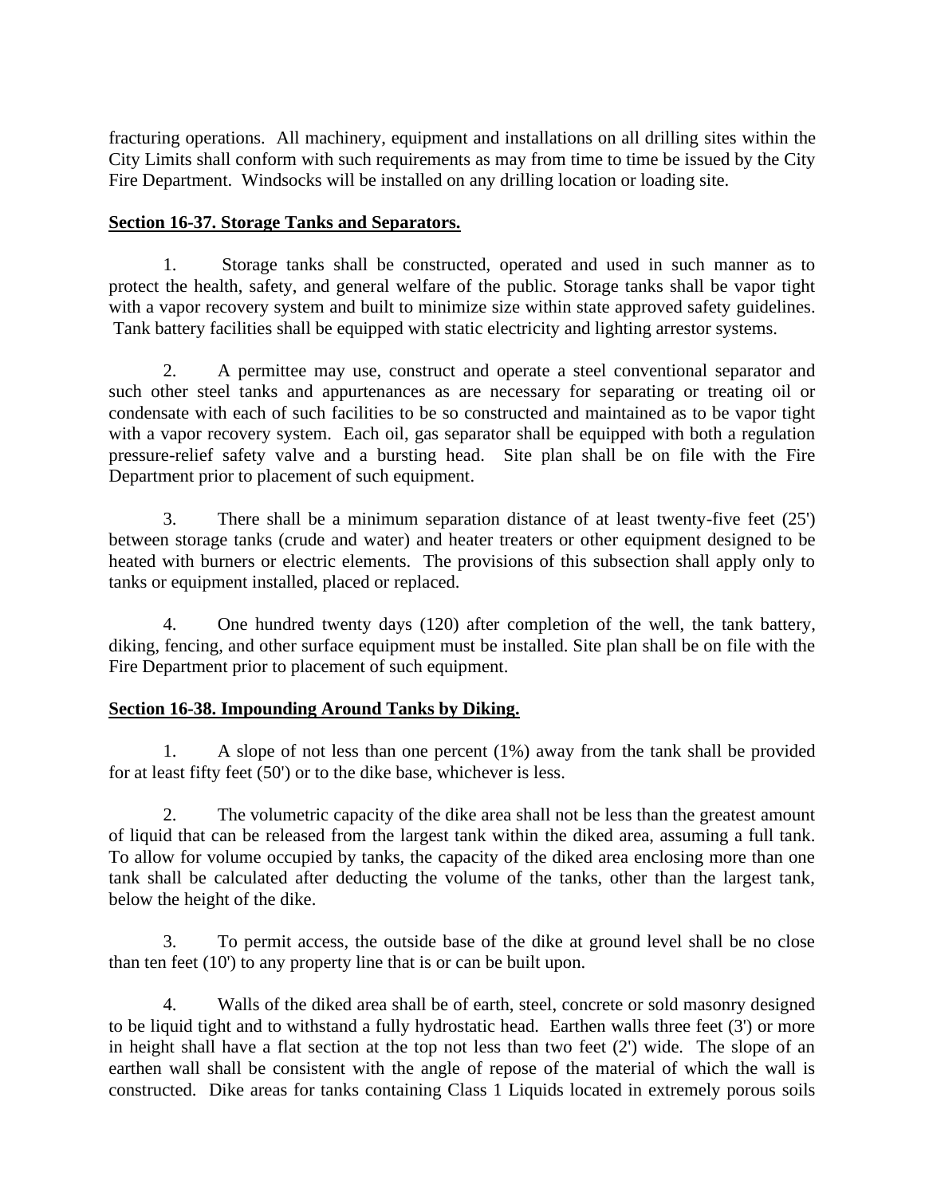fracturing operations. All machinery, equipment and installations on all drilling sites within the City Limits shall conform with such requirements as may from time to time be issued by the City Fire Department. Windsocks will be installed on any drilling location or loading site.

**Section 16-37. Storage Tanks and Separators.**

1. Storage tanks shall be constructed, operated and used in such manner as to protect the health, safety, and general welfare of the public. Storage tanks shall be vapor tight with a vapor recovery system and built to minimize size within state approved safety guidelines. Tank battery facilities shall be equipped with static electricity and lighting arrestor systems.

2. A permittee may use, construct and operate a steel conventional separator and such other steel tanks and appurtenances as are necessary for separating or treating oil or condensate with each of such facilities to be so constructed and maintained as to be vapor tight with a vapor recovery system. Each oil, gas separator shall be equipped with both a regulation pressure-relief safety valve and a bursting head. Site plan shall be on file with the Fire Department prior to placement of such equipment.

3. There shall be a minimum separation distance of at least twenty-five feet (25') between storage tanks (crude and water) and heater treaters or other equipment designed to be heated with burners or electric elements. The provisions of this subsection shall apply only to tanks or equipment installed, placed or replaced.

4. One hundred twenty days (120) after completion of the well, the tank battery, diking, fencing, and other surface equipment must be installed. Site plan shall be on file with the Fire Department prior to placement of such equipment.

**Section 16-38. Impounding Around Tanks by Diking.**

1. A slope of not less than one percent (1%) away from the tank shall be provided for at least fifty feet (50') or to the dike base, whichever is less.

2. The volumetric capacity of the dike area shall not be less than the greatest amount of liquid that can be released from the largest tank within the diked area, assuming a full tank. To allow for volume occupied by tanks, the capacity of the diked area enclosing more than one tank shall be calculated after deducting the volume of the tanks, other than the largest tank, below the height of the dike.

3. To permit access, the outside base of the dike at ground level shall be no close than ten feet (10') to any property line that is or can be built upon.

4. Walls of the diked area shall be of earth, steel, concrete or sold masonry designed to be liquid tight and to withstand a fully hydrostatic head. Earthen walls three feet (3') or more in height shall have a flat section at the top not less than two feet (2') wide. The slope of an earthen wall shall be consistent with the angle of repose of the material of which the wall is constructed. Dike areas for tanks containing Class 1 Liquids located in extremely porous soils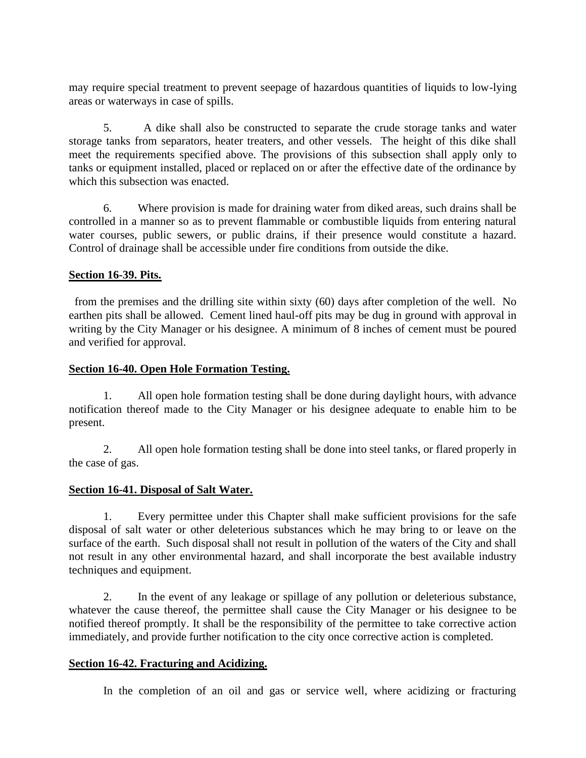may require special treatment to prevent seepage of hazardous quantities of liquids to low-lying areas or waterways in case of spills.

5. A dike shall also be constructed to separate the crude storage tanks and water storage tanks from separators, heater treaters, and other vessels. The height of this dike shall meet the requirements specified above. The provisions of this subsection shall apply only to tanks or equipment installed, placed or replaced on or after the effective date of the ordinance by which this subsection was enacted.

6. Where provision is made for draining water from diked areas, such drains shall be controlled in a manner so as to prevent flammable or combustible liquids from entering natural water courses, public sewers, or public drains, if their presence would constitute a hazard. Control of drainage shall be accessible under fire conditions from outside the dike.

**Section 16-39. Pits.**

from the premises and the drilling site within sixty (60) days after completion of the well. No earthen pits shall be allowed. Cement lined haul-off pits may be dug in ground with approval in writing by the City Manager or his designee. A minimum of 8 inches of cement must be poured and verified for approval.

**Section 16-40. Open Hole Formation Testing.**

1. All open hole formation testing shall be done during daylight hours, with advance notification thereof made to the City Manager or his designee adequate to enable him to be present.

2. All open hole formation testing shall be done into steel tanks, or flared properly in the case of gas.

**Section 16-41. Disposal of Salt Water.**

1. Every permittee under this Chapter shall make sufficient provisions for the safe disposal of salt water or other deleterious substances which he may bring to or leave on the surface of the earth. Such disposal shall not result in pollution of the waters of the City and shall not result in any other environmental hazard, and shall incorporate the best available industry techniques and equipment.

2. In the event of any leakage or spillage of any pollution or deleterious substance, whatever the cause thereof, the permittee shall cause the City Manager or his designee to be notified thereof promptly. It shall be the responsibility of the permittee to take corrective action immediately, and provide further notification to the city once corrective action is completed.

**Section 16-42. Fracturing and Acidizing.**

In the completion of an oil and gas or service well, where acidizing or fracturing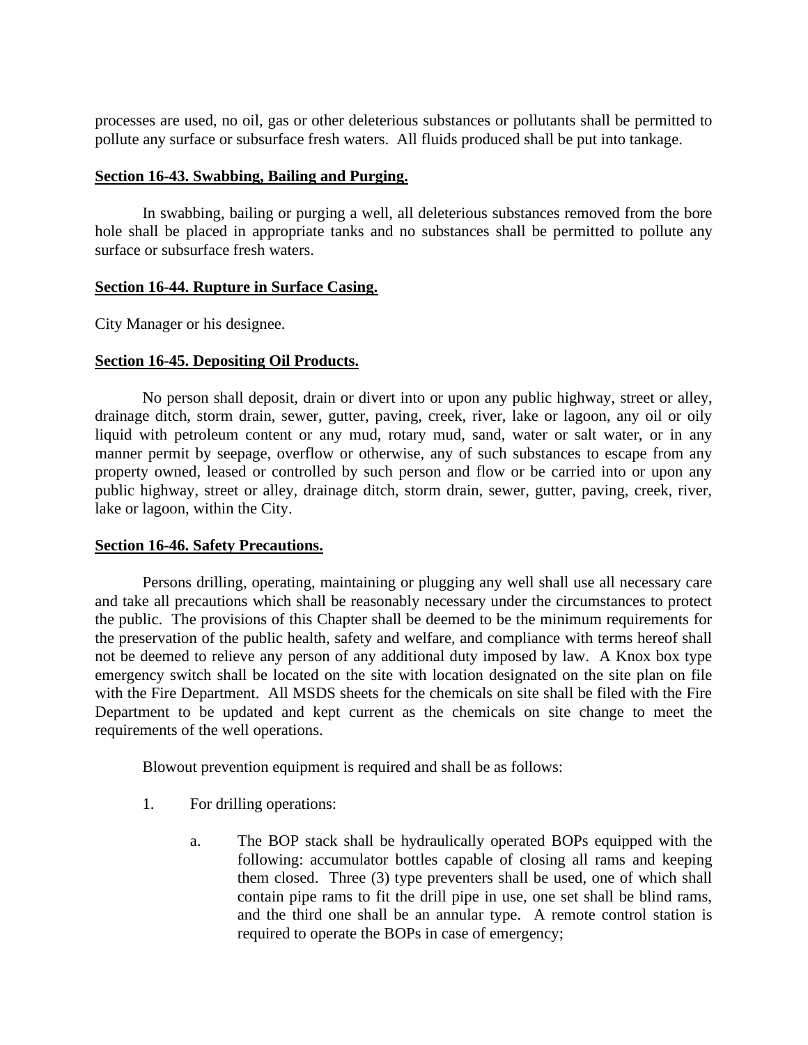processes are used, no oil, gas or other deleterious substances or pollutants shall be permitted to pollute any surface or subsurface fresh waters. All fluids produced shall be put into tankage.

**Section 16-43. Swabbing, Bailing and Purging.**

In swabbing, bailing or purging a well, all deleterious substances removed from the bore hole shall be placed in appropriate tanks and no substances shall be permitted to pollute any surface or subsurface fresh waters.

**Section 16-44. Rupture in Surface Casing.**

City Manager or his designee.

**Section 16-45. Depositing Oil Products.**

No person shall deposit, drain or divert into or upon any public highway, street or alley, drainage ditch, storm drain, sewer, gutter, paving, creek, river, lake or lagoon, any oil or oily liquid with petroleum content or any mud, rotary mud, sand, water or salt water, or in any manner permit by seepage, overflow or otherwise, any of such substances to escape from any property owned, leased or controlled by such person and flow or be carried into or upon any public highway, street or alley, drainage ditch, storm drain, sewer, gutter, paving, creek, river, lake or lagoon, within the City.

**Section 16-46. Safety Precautions.**

Persons drilling, operating, maintaining or plugging any well shall use all necessary care and take all precautions which shall be reasonably necessary under the circumstances to protect the public. The provisions of this Chapter shall be deemed to be the minimum requirements for the preservation of the public health, safety and welfare, and compliance with terms hereof shall not be deemed to relieve any person of any additional duty imposed by law. A Knox box type emergency switch shall be located on the site with location designated on the site plan on file with the Fire Department. All MSDS sheets for the chemicals on site shall be filed with the Fire Department to be updated and kept current as the chemicals on site change to meet the requirements of the well operations.

Blowout prevention equipment is required and shall be as follows:

1. For drilling operations:

   a. The BOP stack shall be hydraulically operated BOPs equipped with the following: accumulator bottles capable of closing all rams and keeping them closed. Three (3) type preventers shall be used, one of which shall contain pipe rams to fit the drill pipe in use, one set shall be blind rams, and the third one shall be an annular type. A remote control station is required to operate the BOPs in case of emergency;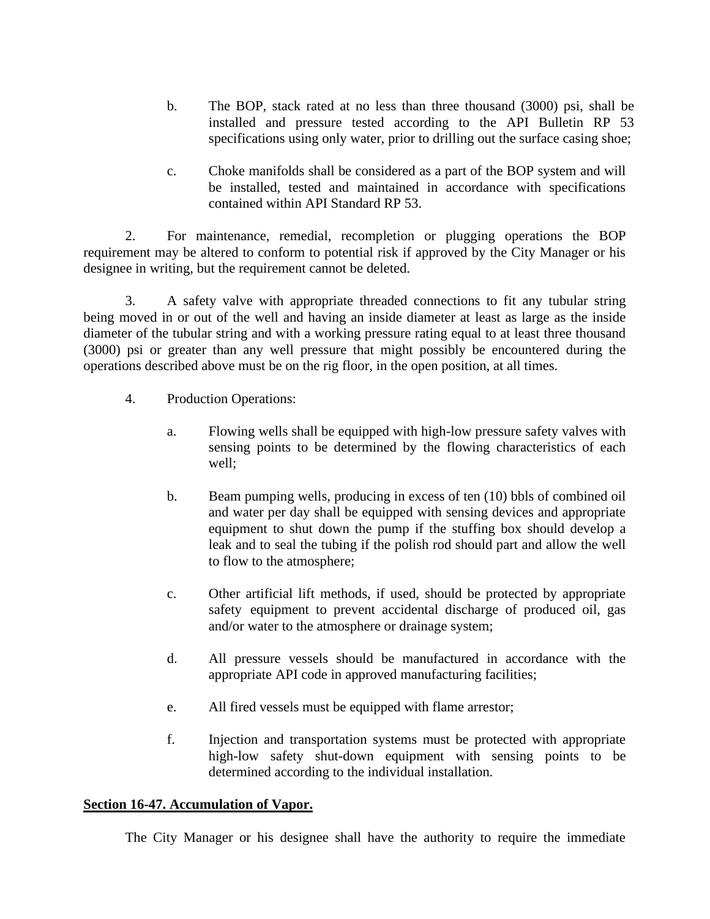b. The BOP, stack rated at no less than three thousand (3000) psi, shall be installed and pressure tested according to the API Bulletin RP 53 specifications using only water, prior to drilling out the surface casing shoe;

c. Choke manifolds shall be considered as a part of the BOP system and will be installed, tested and maintained in accordance with specifications contained within API Standard RP 53.

2. For maintenance, remedial, recompletion or plugging operations the BOP requirement may be altered to conform to potential risk if approved by the City Manager or his designee in writing, but the requirement cannot be deleted.

3. A safety valve with appropriate threaded connections to fit any tubular string being moved in or out of the well and having an inside diameter at least as large as the inside diameter of the tubular string and with a working pressure rating equal to at least three thousand (3000) psi or greater than any well pressure that might possibly be encountered during the operations described above must be on the rig floor, in the open position, at all times.

4. Production Operations:

a. Flowing wells shall be equipped with high-low pressure safety valves with sensing points to be determined by the flowing characteristics of each well;

b. Beam pumping wells, producing in excess of ten (10) bbls of combined oil and water per day shall be equipped with sensing devices and appropriate equipment to shut down the pump if the stuffing box should develop a leak and to seal the tubing if the polish rod should part and allow the well to flow to the atmosphere;

c. Other artificial lift methods, if used, should be protected by appropriate safety equipment to prevent accidental discharge of produced oil, gas and/or water to the atmosphere or drainage system;

d. All pressure vessels should be manufactured in accordance with the appropriate API code in approved manufacturing facilities;

e. All fired vessels must be equipped with flame arrestor;

f. Injection and transportation systems must be protected with appropriate high-low safety shut-down equipment with sensing points to be determined according to the individual installation.

**<u>Section 16-47. Accumulation of Vapor.</u>**

The City Manager or his designee shall have the authority to require the immediate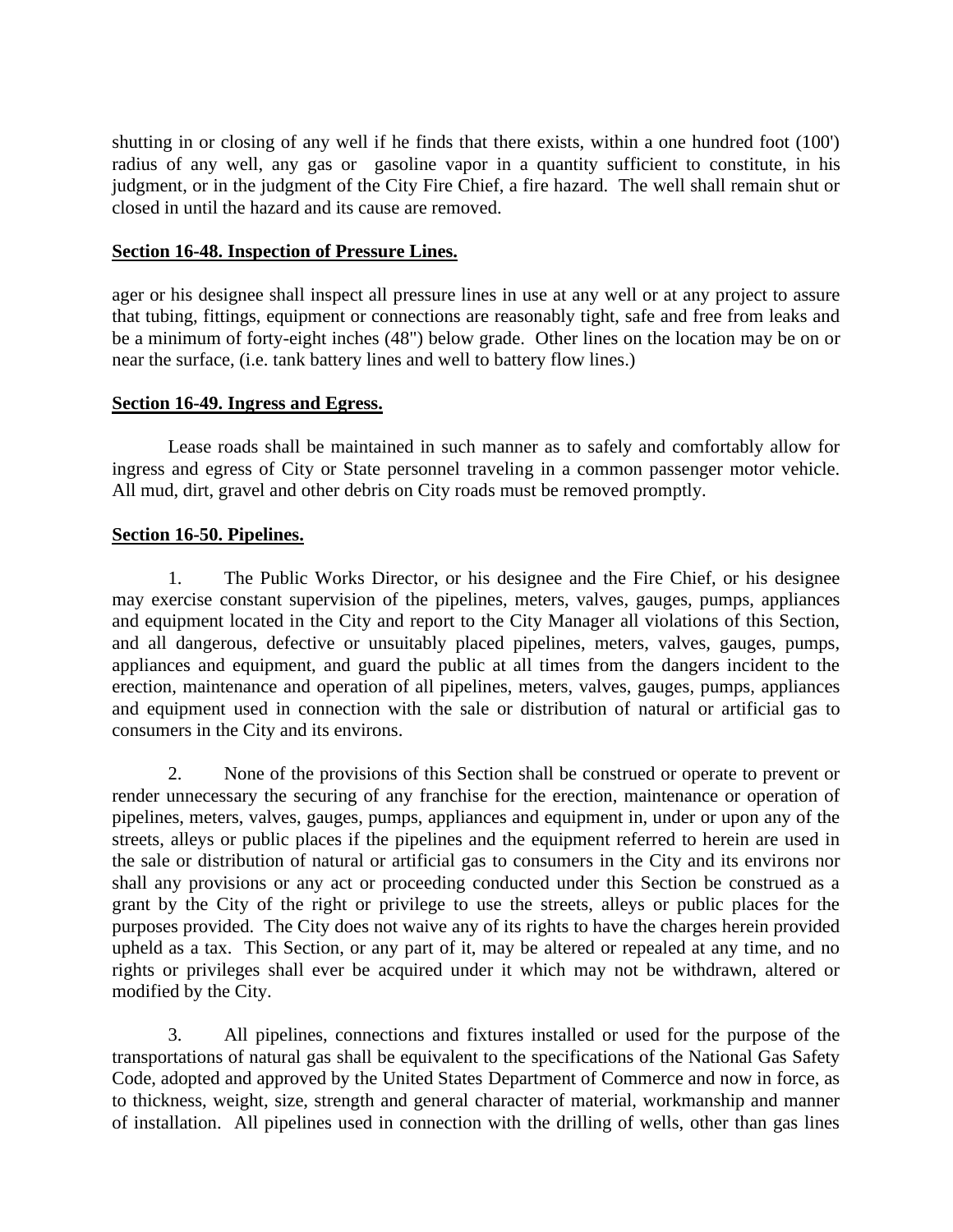shutting in or closing of any well if he finds that there exists, within a one hundred foot (100') radius of any well, any gas or gasoline vapor in a quantity sufficient to constitute, in his judgment, or in the judgment of the City Fire Chief, a fire hazard. The well shall remain shut or closed in until the hazard and its cause are removed.

**Section 16-48. Inspection of Pressure Lines.**

ager or his designee shall inspect all pressure lines in use at any well or at any project to assure that tubing, fittings, equipment or connections are reasonably tight, safe and free from leaks and be a minimum of forty-eight inches (48") below grade. Other lines on the location may be on or near the surface, (i.e. tank battery lines and well to battery flow lines.)

**Section 16-49. Ingress and Egress.**

Lease roads shall be maintained in such manner as to safely and comfortably allow for ingress and egress of City or State personnel traveling in a common passenger motor vehicle. All mud, dirt, gravel and other debris on City roads must be removed promptly.

**Section 16-50. Pipelines.**

1. The Public Works Director, or his designee and the Fire Chief, or his designee may exercise constant supervision of the pipelines, meters, valves, gauges, pumps, appliances and equipment located in the City and report to the City Manager all violations of this Section, and all dangerous, defective or unsuitably placed pipelines, meters, valves, gauges, pumps, appliances and equipment, and guard the public at all times from the dangers incident to the erection, maintenance and operation of all pipelines, meters, valves, gauges, pumps, appliances and equipment used in connection with the sale or distribution of natural or artificial gas to consumers in the City and its environs.

2. None of the provisions of this Section shall be construed or operate to prevent or render unnecessary the securing of any franchise for the erection, maintenance or operation of pipelines, meters, valves, gauges, pumps, appliances and equipment in, under or upon any of the streets, alleys or public places if the pipelines and the equipment referred to herein are used in the sale or distribution of natural or artificial gas to consumers in the City and its environs nor shall any provisions or any act or proceeding conducted under this Section be construed as a grant by the City of the right or privilege to use the streets, alleys or public places for the purposes provided. The City does not waive any of its rights to have the charges herein provided upheld as a tax. This Section, or any part of it, may be altered or repealed at any time, and no rights or privileges shall ever be acquired under it which may not be withdrawn, altered or modified by the City.

3. All pipelines, connections and fixtures installed or used for the purpose of the transportations of natural gas shall be equivalent to the specifications of the National Gas Safety Code, adopted and approved by the United States Department of Commerce and now in force, as to thickness, weight, size, strength and general character of material, workmanship and manner of installation. All pipelines used in connection with the drilling of wells, other than gas lines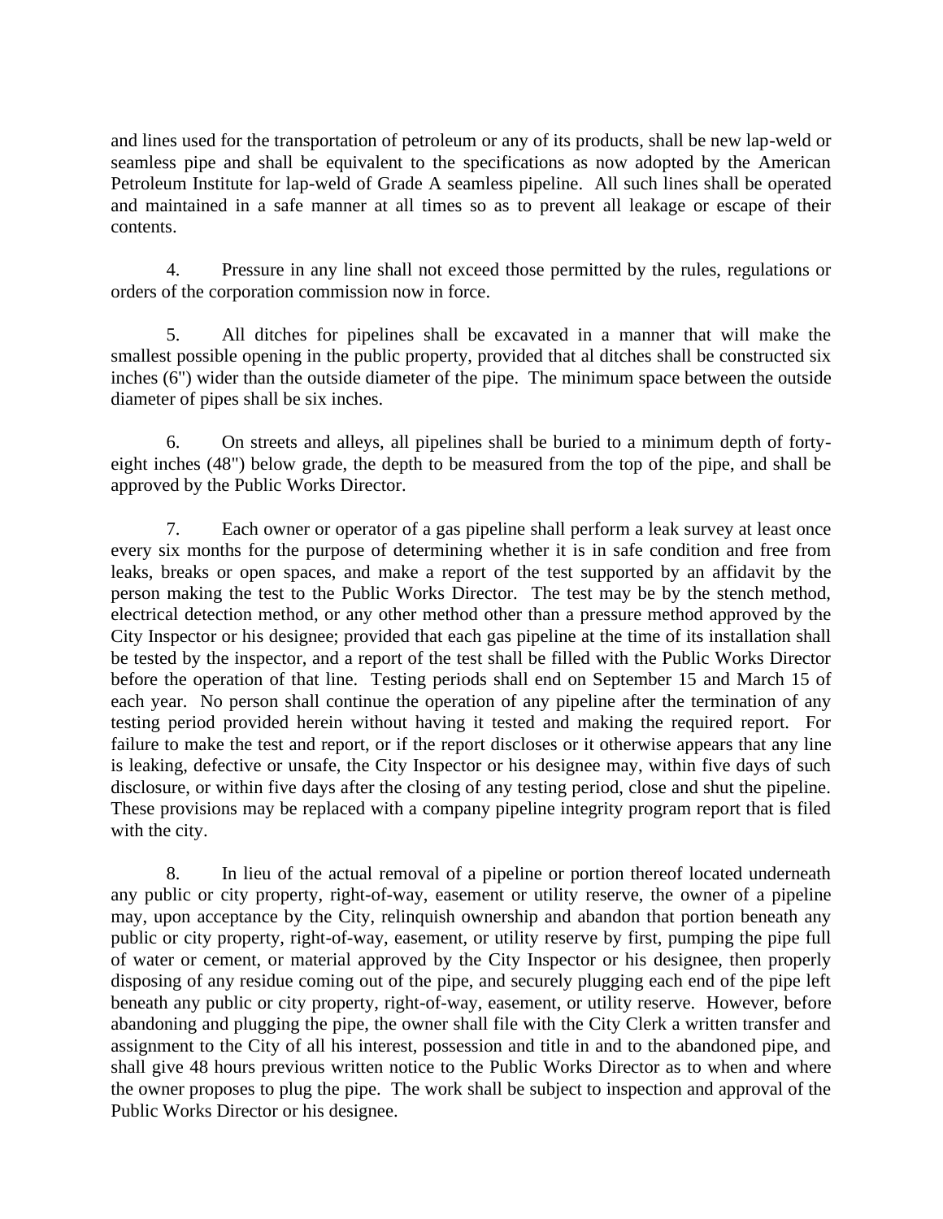and lines used for the transportation of petroleum or any of its products, shall be new lap-weld or seamless pipe and shall be equivalent to the specifications as now adopted by the American Petroleum Institute for lap-weld of Grade A seamless pipeline. All such lines shall be operated and maintained in a safe manner at all times so as to prevent all leakage or escape of their contents.

4. Pressure in any line shall not exceed those permitted by the rules, regulations or orders of the corporation commission now in force.

5. All ditches for pipelines shall be excavated in a manner that will make the smallest possible opening in the public property, provided that al ditches shall be constructed six inches (6") wider than the outside diameter of the pipe. The minimum space between the outside diameter of pipes shall be six inches.

6. On streets and alleys, all pipelines shall be buried to a minimum depth of forty-eight inches (48") below grade, the depth to be measured from the top of the pipe, and shall be approved by the Public Works Director.

7. Each owner or operator of a gas pipeline shall perform a leak survey at least once every six months for the purpose of determining whether it is in safe condition and free from leaks, breaks or open spaces, and make a report of the test supported by an affidavit by the person making the test to the Public Works Director. The test may be by the stench method, electrical detection method, or any other method other than a pressure method approved by the City Inspector or his designee; provided that each gas pipeline at the time of its installation shall be tested by the inspector, and a report of the test shall be filled with the Public Works Director before the operation of that line. Testing periods shall end on September 15 and March 15 of each year. No person shall continue the operation of any pipeline after the termination of any testing period provided herein without having it tested and making the required report. For failure to make the test and report, or if the report discloses or it otherwise appears that any line is leaking, defective or unsafe, the City Inspector or his designee may, within five days of such disclosure, or within five days after the closing of any testing period, close and shut the pipeline. These provisions may be replaced with a company pipeline integrity program report that is filed with the city.

8. In lieu of the actual removal of a pipeline or portion thereof located underneath any public or city property, right-of-way, easement or utility reserve, the owner of a pipeline may, upon acceptance by the City, relinquish ownership and abandon that portion beneath any public or city property, right-of-way, easement, or utility reserve by first, pumping the pipe full of water or cement, or material approved by the City Inspector or his designee, then properly disposing of any residue coming out of the pipe, and securely plugging each end of the pipe left beneath any public or city property, right-of-way, easement, or utility reserve. However, before abandoning and plugging the pipe, the owner shall file with the City Clerk a written transfer and assignment to the City of all his interest, possession and title in and to the abandoned pipe, and shall give 48 hours previous written notice to the Public Works Director as to when and where the owner proposes to plug the pipe. The work shall be subject to inspection and approval of the Public Works Director or his designee.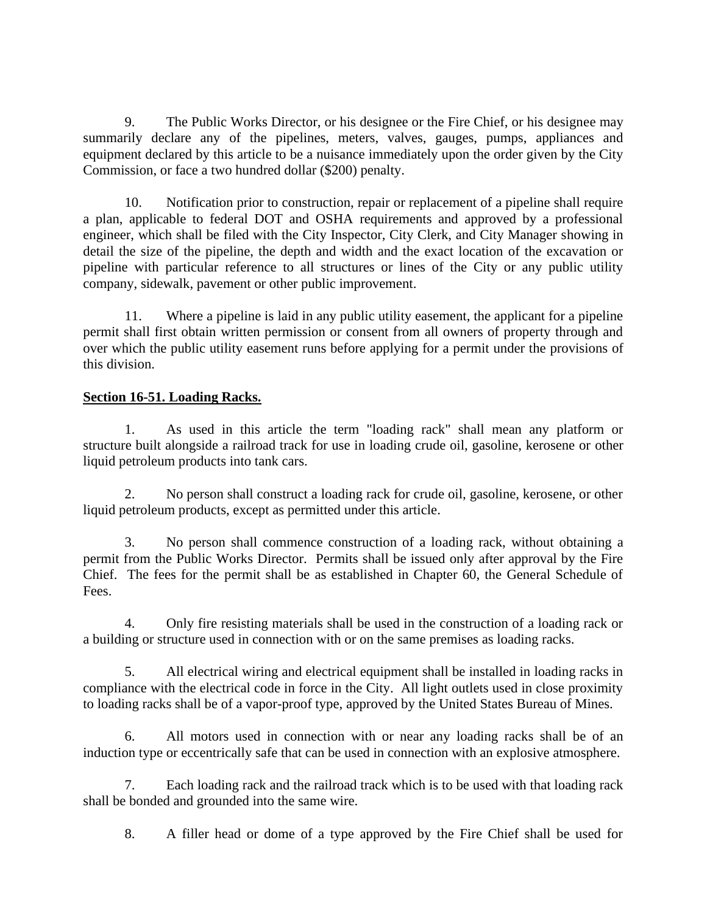9. The Public Works Director, or his designee or the Fire Chief, or his designee may summarily declare any of the pipelines, meters, valves, gauges, pumps, appliances and equipment declared by this article to be a nuisance immediately upon the order given by the City Commission, or face a two hundred dollar ($200) penalty.

10. Notification prior to construction, repair or replacement of a pipeline shall require a plan, applicable to federal DOT and OSHA requirements and approved by a professional engineer, which shall be filed with the City Inspector, City Clerk, and City Manager showing in detail the size of the pipeline, the depth and width and the exact location of the excavation or pipeline with particular reference to all structures or lines of the City or any public utility company, sidewalk, pavement or other public improvement.

11. Where a pipeline is laid in any public utility easement, the applicant for a pipeline permit shall first obtain written permission or consent from all owners of property through and over which the public utility easement runs before applying for a permit under the provisions of this division.

**Section 16-51. Loading Racks.**

1. As used in this article the term "loading rack" shall mean any platform or structure built alongside a railroad track for use in loading crude oil, gasoline, kerosene or other liquid petroleum products into tank cars.

2. No person shall construct a loading rack for crude oil, gasoline, kerosene, or other liquid petroleum products, except as permitted under this article.

3. No person shall commence construction of a loading rack, without obtaining a permit from the Public Works Director. Permits shall be issued only after approval by the Fire Chief. The fees for the permit shall be as established in Chapter 60, the General Schedule of Fees.

4. Only fire resisting materials shall be used in the construction of a loading rack or a building or structure used in connection with or on the same premises as loading racks.

5. All electrical wiring and electrical equipment shall be installed in loading racks in compliance with the electrical code in force in the City. All light outlets used in close proximity to loading racks shall be of a vapor-proof type, approved by the United States Bureau of Mines.

6. All motors used in connection with or near any loading racks shall be of an induction type or eccentrically safe that can be used in connection with an explosive atmosphere.

7. Each loading rack and the railroad track which is to be used with that loading rack shall be bonded and grounded into the same wire.

8. A filler head or dome of a type approved by the Fire Chief shall be used for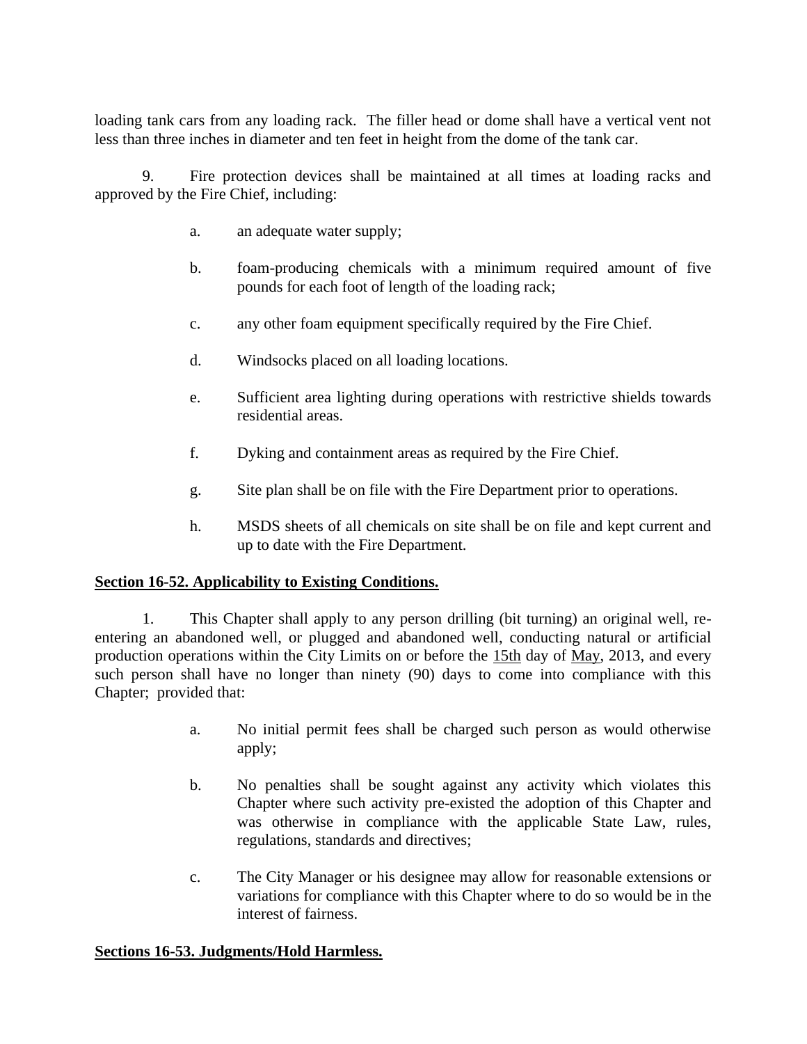loading tank cars from any loading rack. The filler head or dome shall have a vertical vent not less than three inches in diameter and ten feet in height from the dome of the tank car.

9. Fire protection devices shall be maintained at all times at loading racks and approved by the Fire Chief, including:

   a. an adequate water supply;

   b. foam-producing chemicals with a minimum required amount of five pounds for each foot of length of the loading rack;

   c. any other foam equipment specifically required by the Fire Chief.

   d. Windsocks placed on all loading locations.

   e. Sufficient area lighting during operations with restrictive shields towards residential areas.

   f. Dyking and containment areas as required by the Fire Chief.

   g. Site plan shall be on file with the Fire Department prior to operations.

   h. MSDS sheets of all chemicals on site shall be on file and kept current and up to date with the Fire Department.

**<u>Section 16-52. Applicability to Existing Conditions.</u>**

1. This Chapter shall apply to any person drilling (bit turning) an original well, re-entering an abandoned well, or plugged and abandoned well, conducting natural or artificial production operations within the City Limits on or before the <u>15th</u> day of <u>May</u>, 2013, and every such person shall have no longer than ninety (90) days to come into compliance with this Chapter; provided that:

   a. No initial permit fees shall be charged such person as would otherwise apply;

   b. No penalties shall be sought against any activity which violates this Chapter where such activity pre-existed the adoption of this Chapter and was otherwise in compliance with the applicable State Law, rules, regulations, standards and directives;

   c. The City Manager or his designee may allow for reasonable extensions or variations for compliance with this Chapter where to do so would be in the interest of fairness.

**<u>Sections 16-53. Judgments/Hold Harmless.</u>**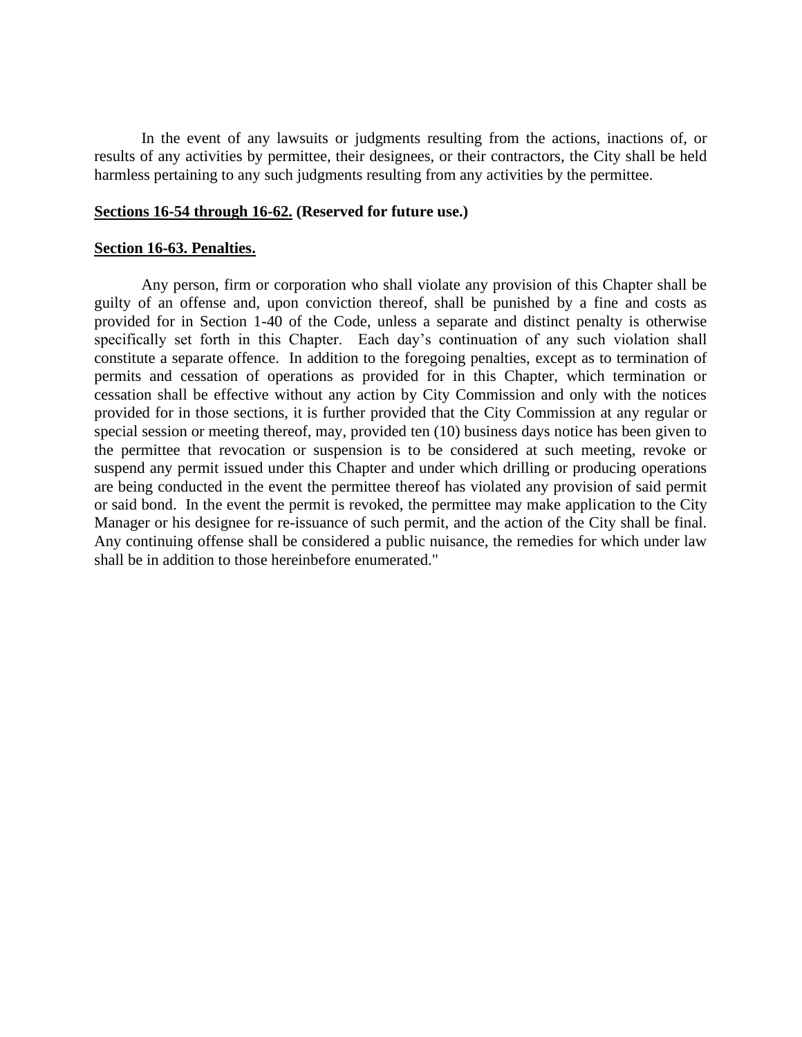In the event of any lawsuits or judgments resulting from the actions, inactions of, or results of any activities by permittee, their designees, or their contractors, the City shall be held harmless pertaining to any such judgments resulting from any activities by the permittee.

**Sections 16-54 through 16-62. (Reserved for future use.)**

**Section 16-63. Penalties.**

Any person, firm or corporation who shall violate any provision of this Chapter shall be guilty of an offense and, upon conviction thereof, shall be punished by a fine and costs as provided for in Section 1-40 of the Code, unless a separate and distinct penalty is otherwise specifically set forth in this Chapter. Each day's continuation of any such violation shall constitute a separate offence. In addition to the foregoing penalties, except as to termination of permits and cessation of operations as provided for in this Chapter, which termination or cessation shall be effective without any action by City Commission and only with the notices provided for in those sections, it is further provided that the City Commission at any regular or special session or meeting thereof, may, provided ten (10) business days notice has been given to the permittee that revocation or suspension is to be considered at such meeting, revoke or suspend any permit issued under this Chapter and under which drilling or producing operations are being conducted in the event the permittee thereof has violated any provision of said permit or said bond. In the event the permit is revoked, the permittee may make application to the City Manager or his designee for re-issuance of such permit, and the action of the City shall be final. Any continuing offense shall be considered a public nuisance, the remedies for which under law shall be in addition to those hereinbefore enumerated."